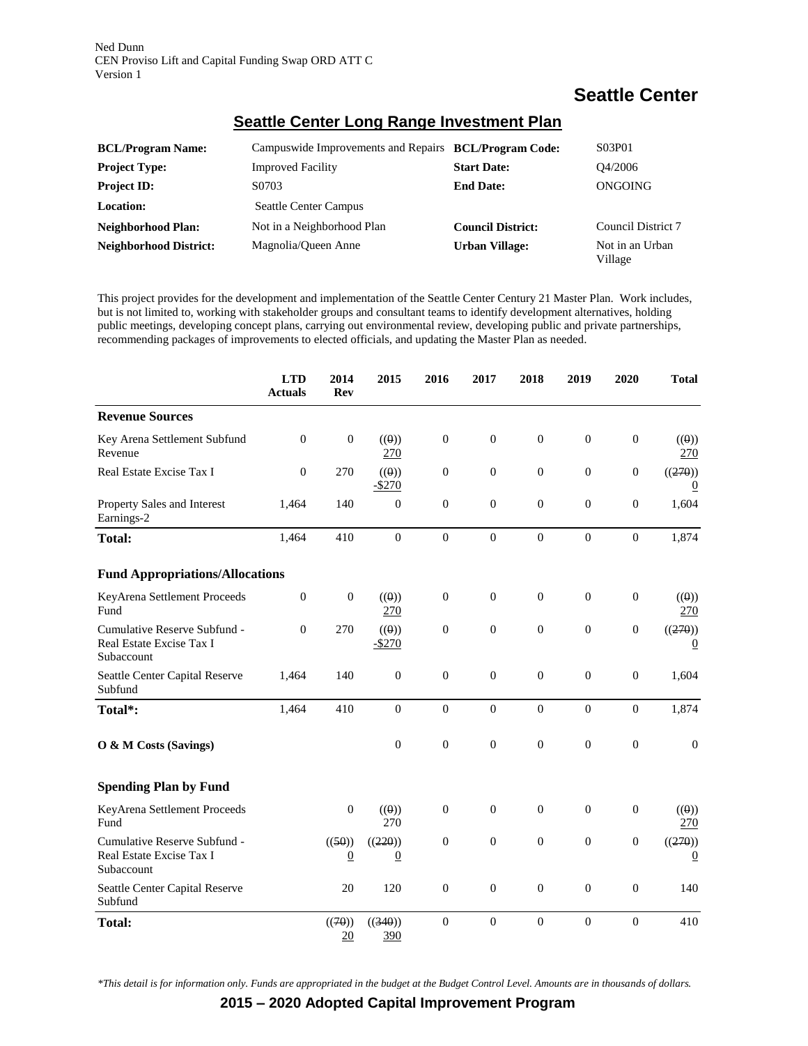Ned Dunn
CEN Proviso Lift and Capital Funding Swap ORD ATT C
Version 1

# Seattle Center

## Seattle Center Long Range Investment Plan

| | | | |
|---|---|---|---|
| **BCL/Program Name:** | Campuswide Improvements and Repairs | **BCL/Program Code:** | S03P01 |
| **Project Type:** | Improved Facility | **Start Date:** | Q4/2006 |
| **Project ID:** | S0703 | **End Date:** | ONGOING |
| **Location:** | Seattle Center Campus | | |
| **Neighborhood Plan:** | Not in a Neighborhood Plan | **Council District:** | Council District 7 |
| **Neighborhood District:** | Magnolia/Queen Anne | **Urban Village:** | Not in an Urban Village |

This project provides for the development and implementation of the Seattle Center Century 21 Master Plan. Work includes, but is not limited to, working with stakeholder groups and consultant teams to identify development alternatives, holding public meetings, developing concept plans, carrying out environmental review, developing public and private partnerships, recommending packages of improvements to elected officials, and updating the Master Plan as needed.

| | LTD Actuals | 2014 Rev | 2015 | 2016 | 2017 | 2018 | 2019 | 2020 | Total |
|---|---|---|---|---|---|---|---|---|---|
| **Revenue Sources** | | | | | | | | | |
| Key Arena Settlement Subfund Revenue | 0 | 0 | ((0)) 270 | 0 | 0 | 0 | 0 | 0 | ((0)) 270 |
| Real Estate Excise Tax I | 0 | 270 | ((0)) -$270 | 0 | 0 | 0 | 0 | 0 | ((270)) 0 |
| Property Sales and Interest Earnings-2 | 1,464 | 140 | 0 | 0 | 0 | 0 | 0 | 0 | 1,604 |
| **Total:** | 1,464 | 410 | 0 | 0 | 0 | 0 | 0 | 0 | 1,874 |
| **Fund Appropriations/Allocations** | | | | | | | | | |
| KeyArena Settlement Proceeds Fund | 0 | 0 | ((0)) 270 | 0 | 0 | 0 | 0 | 0 | ((0)) 270 |
| Cumulative Reserve Subfund - Real Estate Excise Tax I Subaccount | 0 | 270 | ((0)) -$270 | 0 | 0 | 0 | 0 | 0 | ((270)) 0 |
| Seattle Center Capital Reserve Subfund | 1,464 | 140 | 0 | 0 | 0 | 0 | 0 | 0 | 1,604 |
| **Total*:** | 1,464 | 410 | 0 | 0 | 0 | 0 | 0 | 0 | 1,874 |
| **O & M Costs (Savings)** | | | 0 | 0 | 0 | 0 | 0 | 0 | 0 |
| **Spending Plan by Fund** | | | | | | | | | |
| KeyArena Settlement Proceeds Fund | | 0 | ((0)) 270 | 0 | 0 | 0 | 0 | 0 | ((0)) 270 |
| Cumulative Reserve Subfund - Real Estate Excise Tax I Subaccount | | ((50)) 0 | ((220)) 0 | 0 | 0 | 0 | 0 | 0 | ((270)) 0 |
| Seattle Center Capital Reserve Subfund | | 20 | 120 | 0 | 0 | 0 | 0 | 0 | 140 |
| **Total:** | | ((70)) 20 | ((340)) 390 | 0 | 0 | 0 | 0 | 0 | 410 |

*\*This detail is for information only. Funds are appropriated in the budget at the Budget Control Level. Amounts are in thousands of dollars.*

**2015 – 2020 Adopted Capital Improvement Program**